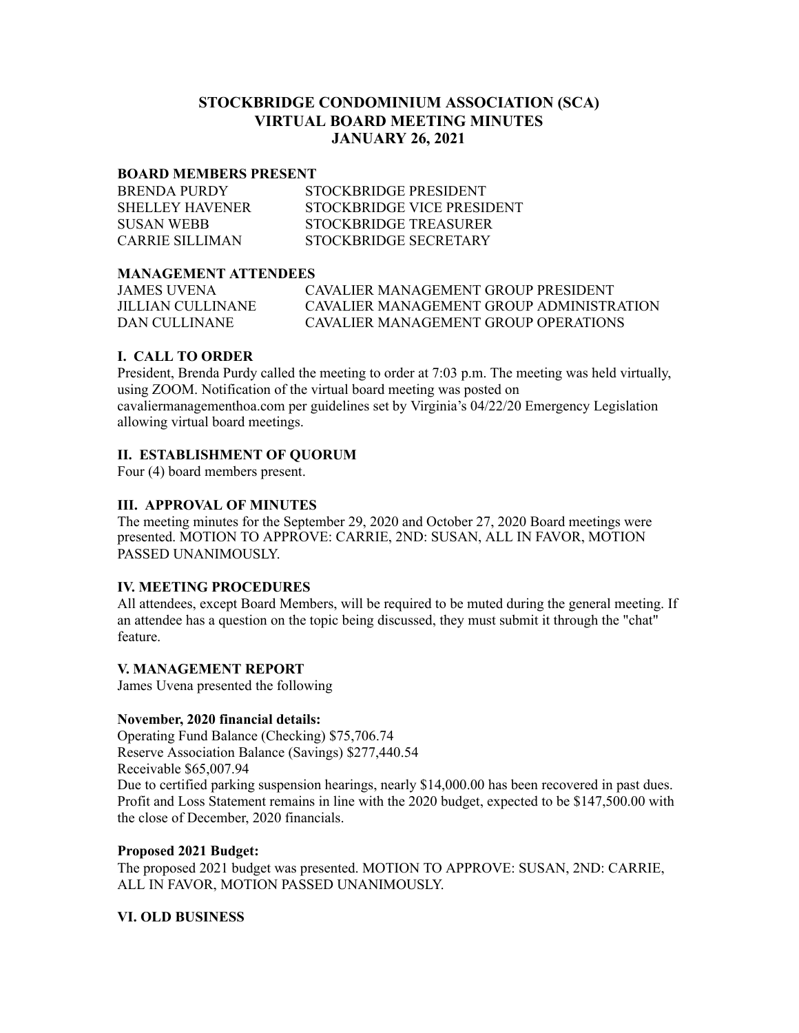# STOCKBRIDGE CONDOMINIUM ASSOCIATION (SCA)
# VIRTUAL BOARD MEETING MINUTES
# JANUARY 26, 2021

**BOARD MEMBERS PRESENT**

| | |
|---|---|
| BRENDA PURDY | STOCKBRIDGE PRESIDENT |
| SHELLEY HAVENER | STOCKBRIDGE VICE PRESIDENT |
| SUSAN WEBB | STOCKBRIDGE TREASURER |
| CARRIE SILLIMAN | STOCKBRIDGE SECRETARY |

**MANAGEMENT ATTENDEES**

| | |
|---|---|
| JAMES UVENA | CAVALIER MANAGEMENT GROUP PRESIDENT |
| JILLIAN CULLINANE | CAVALIER MANAGEMENT GROUP ADMINISTRATION |
| DAN CULLINANE | CAVALIER MANAGEMENT GROUP OPERATIONS |

## I. CALL TO ORDER

President, Brenda Purdy called the meeting to order at 7:03 p.m. The meeting was held virtually, using ZOOM. Notification of the virtual board meeting was posted on cavaliermanagementhoa.com per guidelines set by Virginia's 04/22/20 Emergency Legislation allowing virtual board meetings.

## II. ESTABLISHMENT OF QUORUM

Four (4) board members present.

## III. APPROVAL OF MINUTES

The meeting minutes for the September 29, 2020 and October 27, 2020 Board meetings were presented. MOTION TO APPROVE: CARRIE, 2ND: SUSAN, ALL IN FAVOR, MOTION PASSED UNANIMOUSLY.

## IV. MEETING PROCEDURES

All attendees, except Board Members, will be required to be muted during the general meeting. If an attendee has a question on the topic being discussed, they must submit it through the "chat" feature.

## V. MANAGEMENT REPORT

James Uvena presented the following

**November, 2020 financial details:**

Operating Fund Balance (Checking) $75,706.74
Reserve Association Balance (Savings) $277,440.54
Receivable $65,007.94
Due to certified parking suspension hearings, nearly $14,000.00 has been recovered in past dues. Profit and Loss Statement remains in line with the 2020 budget, expected to be $147,500.00 with the close of December, 2020 financials.

**Proposed 2021 Budget:**

The proposed 2021 budget was presented. MOTION TO APPROVE: SUSAN, 2ND: CARRIE, ALL IN FAVOR, MOTION PASSED UNANIMOUSLY.

## VI. OLD BUSINESS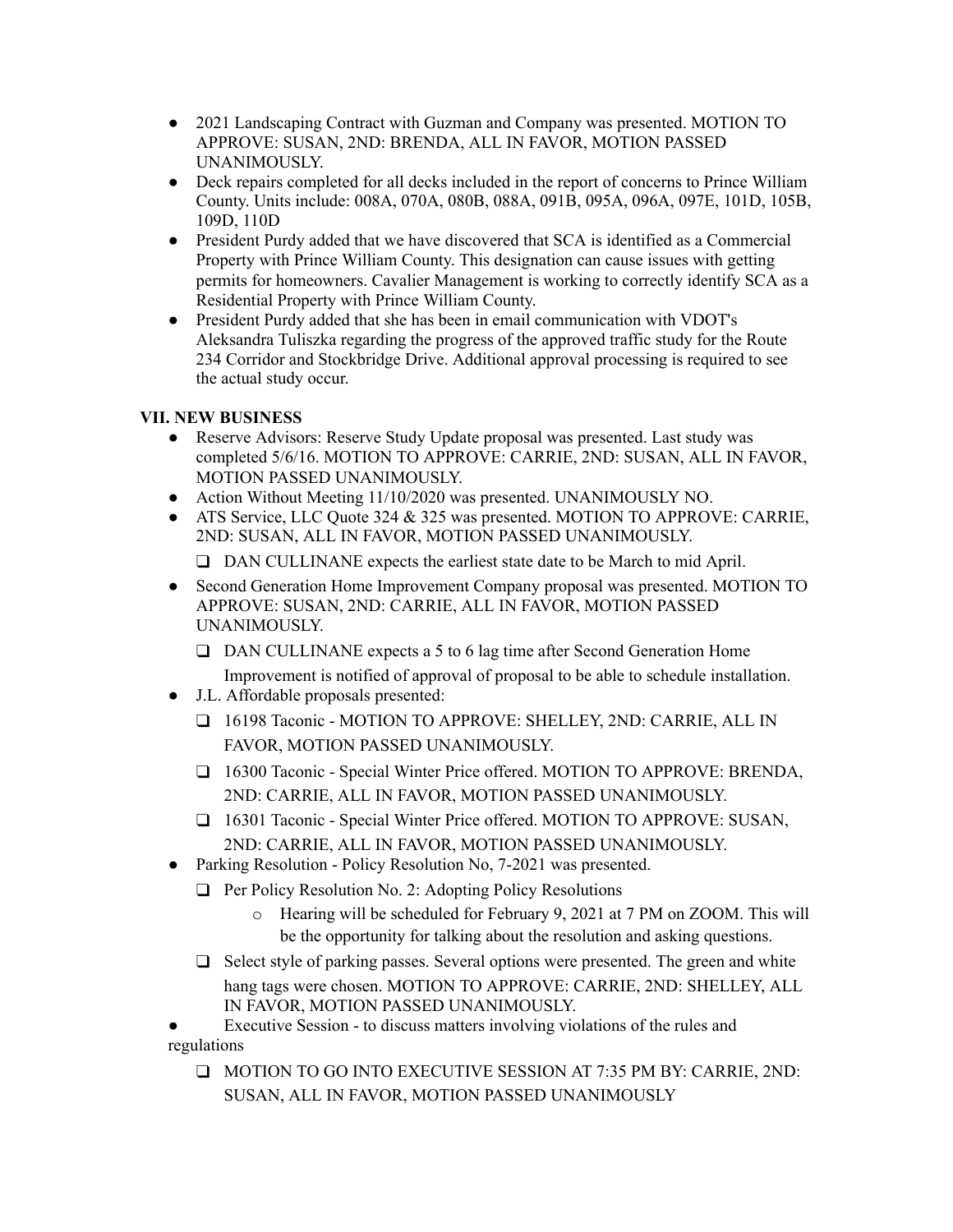- 2021 Landscaping Contract with Guzman and Company was presented. MOTION TO APPROVE: SUSAN, 2ND: BRENDA, ALL IN FAVOR, MOTION PASSED UNANIMOUSLY.
- Deck repairs completed for all decks included in the report of concerns to Prince William County. Units include: 008A, 070A, 080B, 088A, 091B, 095A, 096A, 097E, 101D, 105B, 109D, 110D
- President Purdy added that we have discovered that SCA is identified as a Commercial Property with Prince William County. This designation can cause issues with getting permits for homeowners. Cavalier Management is working to correctly identify SCA as a Residential Property with Prince William County.
- President Purdy added that she has been in email communication with VDOT's Aleksandra Tuliszka regarding the progress of the approved traffic study for the Route 234 Corridor and Stockbridge Drive. Additional approval processing is required to see the actual study occur.

**VII. NEW BUSINESS**

- Reserve Advisors: Reserve Study Update proposal was presented. Last study was completed 5/6/16. MOTION TO APPROVE: CARRIE, 2ND: SUSAN, ALL IN FAVOR, MOTION PASSED UNANIMOUSLY.
- Action Without Meeting 11/10/2020 was presented. UNANIMOUSLY NO.
- ATS Service, LLC Quote 324 & 325 was presented. MOTION TO APPROVE: CARRIE, 2ND: SUSAN, ALL IN FAVOR, MOTION PASSED UNANIMOUSLY.
  - ❑ DAN CULLINANE expects the earliest state date to be March to mid April.
- Second Generation Home Improvement Company proposal was presented. MOTION TO APPROVE: SUSAN, 2ND: CARRIE, ALL IN FAVOR, MOTION PASSED UNANIMOUSLY.
  - ❑ DAN CULLINANE expects a 5 to 6 lag time after Second Generation Home Improvement is notified of approval of proposal to be able to schedule installation.
- J.L. Affordable proposals presented:
  - ❑ 16198 Taconic - MOTION TO APPROVE: SHELLEY, 2ND: CARRIE, ALL IN FAVOR, MOTION PASSED UNANIMOUSLY.
  - ❑ 16300 Taconic - Special Winter Price offered. MOTION TO APPROVE: BRENDA, 2ND: CARRIE, ALL IN FAVOR, MOTION PASSED UNANIMOUSLY.
  - ❑ 16301 Taconic - Special Winter Price offered. MOTION TO APPROVE: SUSAN, 2ND: CARRIE, ALL IN FAVOR, MOTION PASSED UNANIMOUSLY.
- Parking Resolution - Policy Resolution No, 7-2021 was presented.
  - ❑ Per Policy Resolution No. 2: Adopting Policy Resolutions
    - o Hearing will be scheduled for February 9, 2021 at 7 PM on ZOOM. This will be the opportunity for talking about the resolution and asking questions.
  - ❑ Select style of parking passes. Several options were presented. The green and white hang tags were chosen. MOTION TO APPROVE: CARRIE, 2ND: SHELLEY, ALL IN FAVOR, MOTION PASSED UNANIMOUSLY.
- Executive Session - to discuss matters involving violations of the rules and regulations
  - ❑ MOTION TO GO INTO EXECUTIVE SESSION AT 7:35 PM BY: CARRIE, 2ND: SUSAN, ALL IN FAVOR, MOTION PASSED UNANIMOUSLY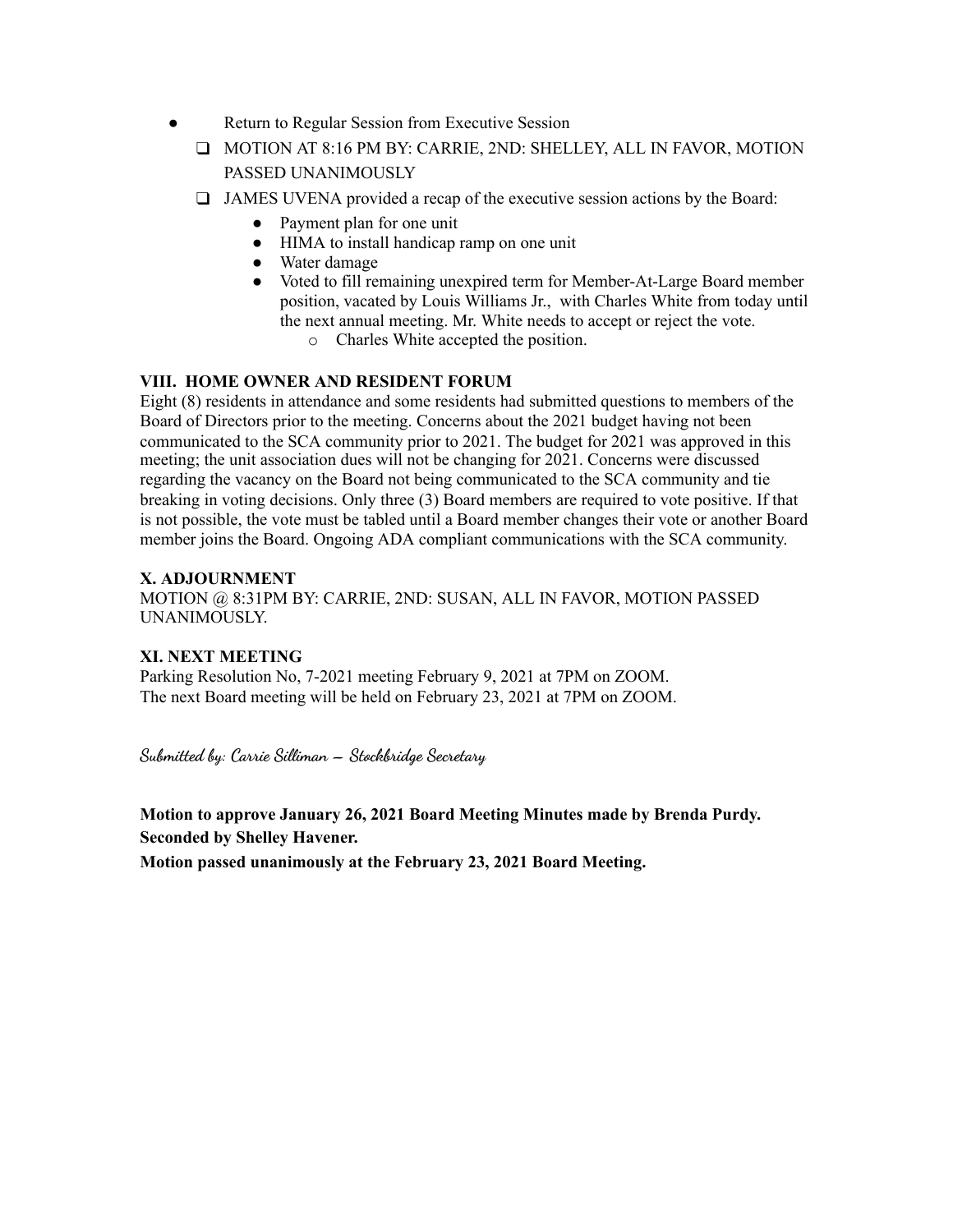- Return to Regular Session from Executive Session
  - MOTION AT 8:16 PM BY: CARRIE, 2ND: SHELLEY, ALL IN FAVOR, MOTION PASSED UNANIMOUSLY
  - JAMES UVENA provided a recap of the executive session actions by the Board:
    - Payment plan for one unit
    - HIMA to install handicap ramp on one unit
    - Water damage
    - Voted to fill remaining unexpired term for Member-At-Large Board member position, vacated by Louis Williams Jr., with Charles White from today until the next annual meeting. Mr. White needs to accept or reject the vote.
      - Charles White accepted the position.

**VIII. HOME OWNER AND RESIDENT FORUM**

Eight (8) residents in attendance and some residents had submitted questions to members of the Board of Directors prior to the meeting. Concerns about the 2021 budget having not been communicated to the SCA community prior to 2021. The budget for 2021 was approved in this meeting; the unit association dues will not be changing for 2021. Concerns were discussed regarding the vacancy on the Board not being communicated to the SCA community and tie breaking in voting decisions. Only three (3) Board members are required to vote positive. If that is not possible, the vote must be tabled until a Board member changes their vote or another Board member joins the Board. Ongoing ADA compliant communications with the SCA community.

**X. ADJOURNMENT**

MOTION @ 8:31PM BY: CARRIE, 2ND: SUSAN, ALL IN FAVOR, MOTION PASSED UNANIMOUSLY.

**XI. NEXT MEETING**

Parking Resolution No, 7-2021 meeting February 9, 2021 at 7PM on ZOOM.
The next Board meeting will be held on February 23, 2021 at 7PM on ZOOM.

*Submitted by: Carrie Silliman – Stockbridge Secretary*

**Motion to approve January 26, 2021 Board Meeting Minutes made by Brenda Purdy.**
**Seconded by Shelley Havener.**
**Motion passed unanimously at the February 23, 2021 Board Meeting.**